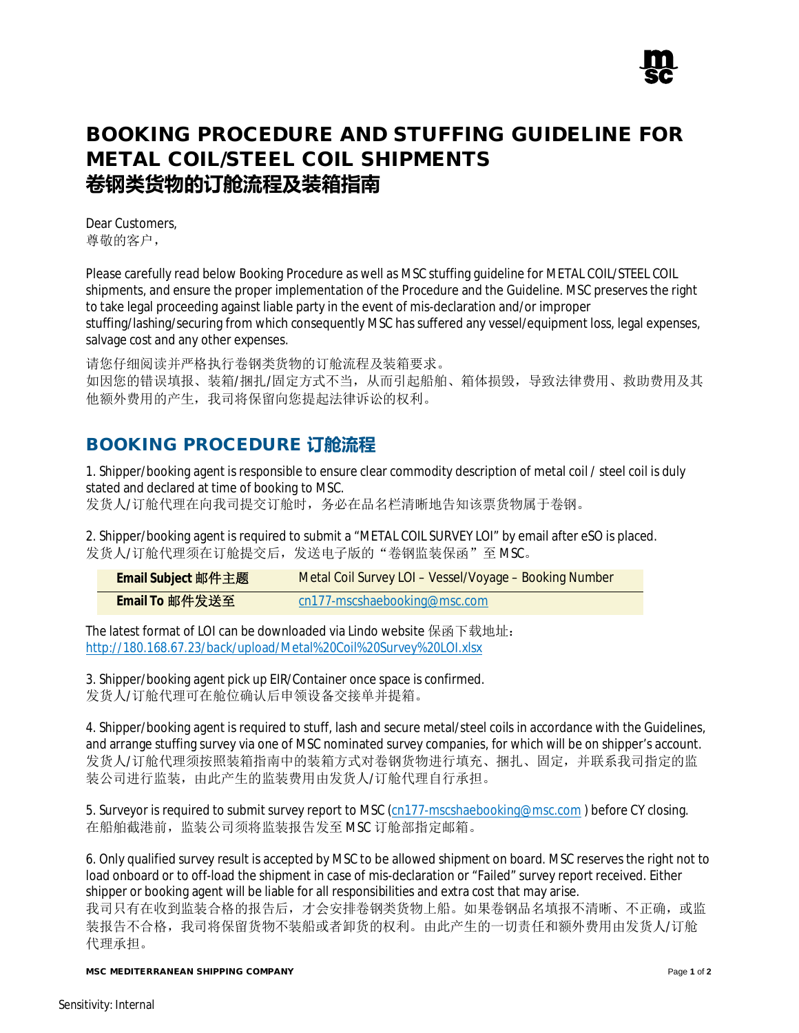# BOOKING PROCEDURE AND STUFFING GUIDELINE FOR METAL COIL/STEEL COIL SHIPMENTS
# 卷钢类货物的订舱流程及装箱指南

Dear Customers,
尊敬的客户，

Please carefully read below Booking Procedure as well as MSC stuffing guideline for METAL COIL/STEEL COIL shipments, and ensure the proper implementation of the Procedure and the Guideline. MSC preserves the right to take legal proceeding against liable party in the event of mis-declaration and/or improper stuffing/lashing/securing from which consequently MSC has suffered any vessel/equipment loss, legal expenses, salvage cost and any other expenses.

请您仔细阅读并严格执行卷钢类货物的订舱流程及装箱要求。
如因您的错误填报、装箱/捆扎/固定方式不当，从而引起船舶、箱体损毁，导致法律费用、救助费用及其他额外费用的产生，我司将保留向您提起法律诉讼的权利。

## BOOKING PROCEDURE 订舱流程

1. Shipper/booking agent is responsible to ensure clear commodity description of metal coil / steel coil is duly stated and declared at time of booking to MSC.
发货人/订舱代理在向我司提交订舱时，务必在品名栏清晰地告知该票货物属于卷钢。

2. Shipper/booking agent is required to submit a "METAL COIL SURVEY LOI" by email after eSO is placed.
发货人/订舱代理须在订舱提交后，发送电子版的"卷钢监装保函"至 MSC。

| | |
|---|---|
| **Email Subject 邮件主题** | Metal Coil Survey LOI – Vessel/Voyage – Booking Number |
| **Email To 邮件发送至** | cn177-mscshaebooking@msc.com |

The latest format of LOI can be downloaded via Lindo website 保函下载地址：
http://180.168.67.23/back/upload/Metal%20Coil%20Survey%20LOI.xlsx

3. Shipper/booking agent pick up EIR/Container once space is confirmed.
发货人/订舱代理可在舱位确认后申领设备交接单并提箱。

4. Shipper/booking agent is required to stuff, lash and secure metal/steel coils in accordance with the Guidelines, and arrange stuffing survey via one of MSC nominated survey companies, for which will be on shipper's account.
发货人/订舱代理须按照装箱指南中的装箱方式对卷钢货物进行填充、捆扎、固定，并联系我司指定的监装公司进行监装，由此产生的监装费用由发货人/订舱代理自行承担。

5. Surveyor is required to submit survey report to MSC (cn177-mscshaebooking@msc.com ) before CY closing.
在船舶截港前，监装公司须将监装报告发至 MSC 订舱部指定邮箱。

6. Only qualified survey result is accepted by MSC to be allowed shipment on board. MSC reserves the right not to load onboard or to off-load the shipment in case of mis-declaration or "Failed" survey report received. Either shipper or booking agent will be liable for all responsibilities and extra cost that may arise.
我司只有在收到监装合格的报告后，才会安排卷钢类货物上船。如果卷钢品名填报不清晰、不正确，或监装报告不合格，我司将保留货物不装船或者卸货的权利。由此产生的一切责任和额外费用由发货人/订舱代理承担。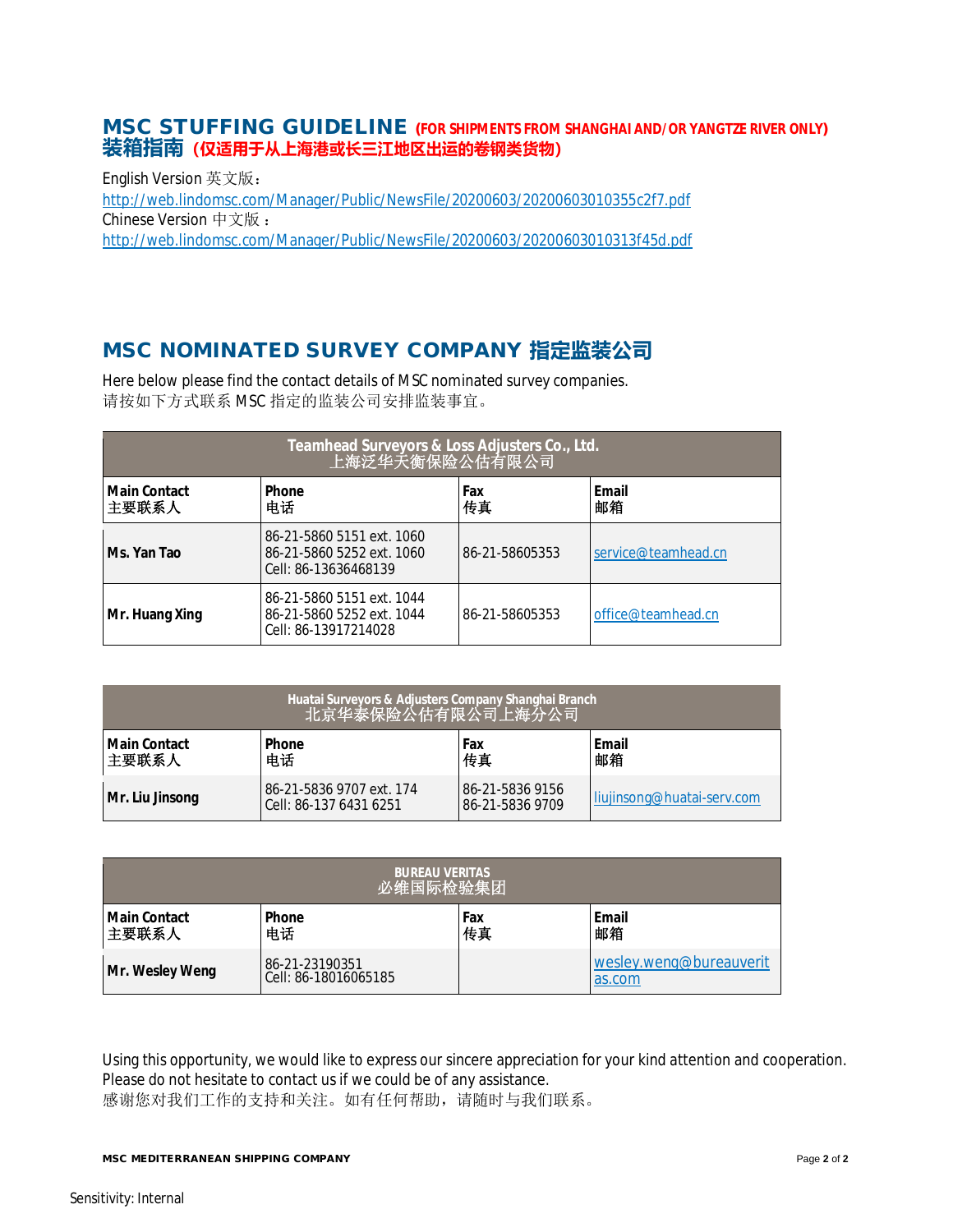## MSC STUFFING GUIDELINE (FOR SHIPMENTS FROM SHANGHAI AND/OR YANGTZE RIVER ONLY)
## 装箱指南（仅适用于从上海港或长三江地区出运的卷钢类货物）

English Version 英文版：
http://web.lindomsc.com/Manager/Public/NewsFile/20200603/20200603010355c2f7.pdf
Chinese Version 中文版 ：
http://web.lindomsc.com/Manager/Public/NewsFile/20200603/20200603010313f45d.pdf

## MSC NOMINATED SURVEY COMPANY 指定监装公司

Here below please find the contact details of MSC nominated survey companies.
请按如下方式联系 MSC 指定的监装公司安排监装事宜。

| Teamhead Surveyors & Loss Adjusters Co., Ltd.<br>上海泛华天衡保险公估有限公司 | | | |
|---|---|---|---|
| **Main Contact<br>主要联系人** | **Phone<br>电话** | **Fax<br>传真** | **Email<br>邮箱** |
| **Ms. Yan Tao** | 86-21-5860 5151 ext. 1060<br>86-21-5860 5252 ext. 1060<br>Cell: 86-13636468139 | 86-21-58605353 | service@teamhead.cn |
| **Mr. Huang Xing** | 86-21-5860 5151 ext. 1044<br>86-21-5860 5252 ext. 1044<br>Cell: 86-13917214028 | 86-21-58605353 | office@teamhead.cn |

| Huatai Surveyors & Adjusters Company Shanghai Branch<br>北京华泰保险公估有限公司上海分公司 | | | |
|---|---|---|---|
| **Main Contact<br>主要联系人** | **Phone<br>电话** | **Fax<br>传真** | **Email<br>邮箱** |
| **Mr. Liu Jinsong** | 86-21-5836 9707 ext. 174<br>Cell: 86-137 6431 6251 | 86-21-5836 9156<br>86-21-5836 9709 | liujinsong@huatai-serv.com |

| BUREAU VERITAS<br>必维国际检验集团 | | | |
|---|---|---|---|
| **Main Contact<br>主要联系人** | **Phone<br>电话** | **Fax<br>传真** | **Email<br>邮箱** |
| **Mr. Wesley Weng** | 86-21-23190351<br>Cell: 86-18016065185 | | wesley.weng@bureauveritas.com |

Using this opportunity, we would like to express our sincere appreciation for your kind attention and cooperation. Please do not hesitate to contact us if we could be of any assistance.
感谢您对我们工作的支持和关注。如有任何帮助，请随时与我们联系。

Sensitivity: Internal